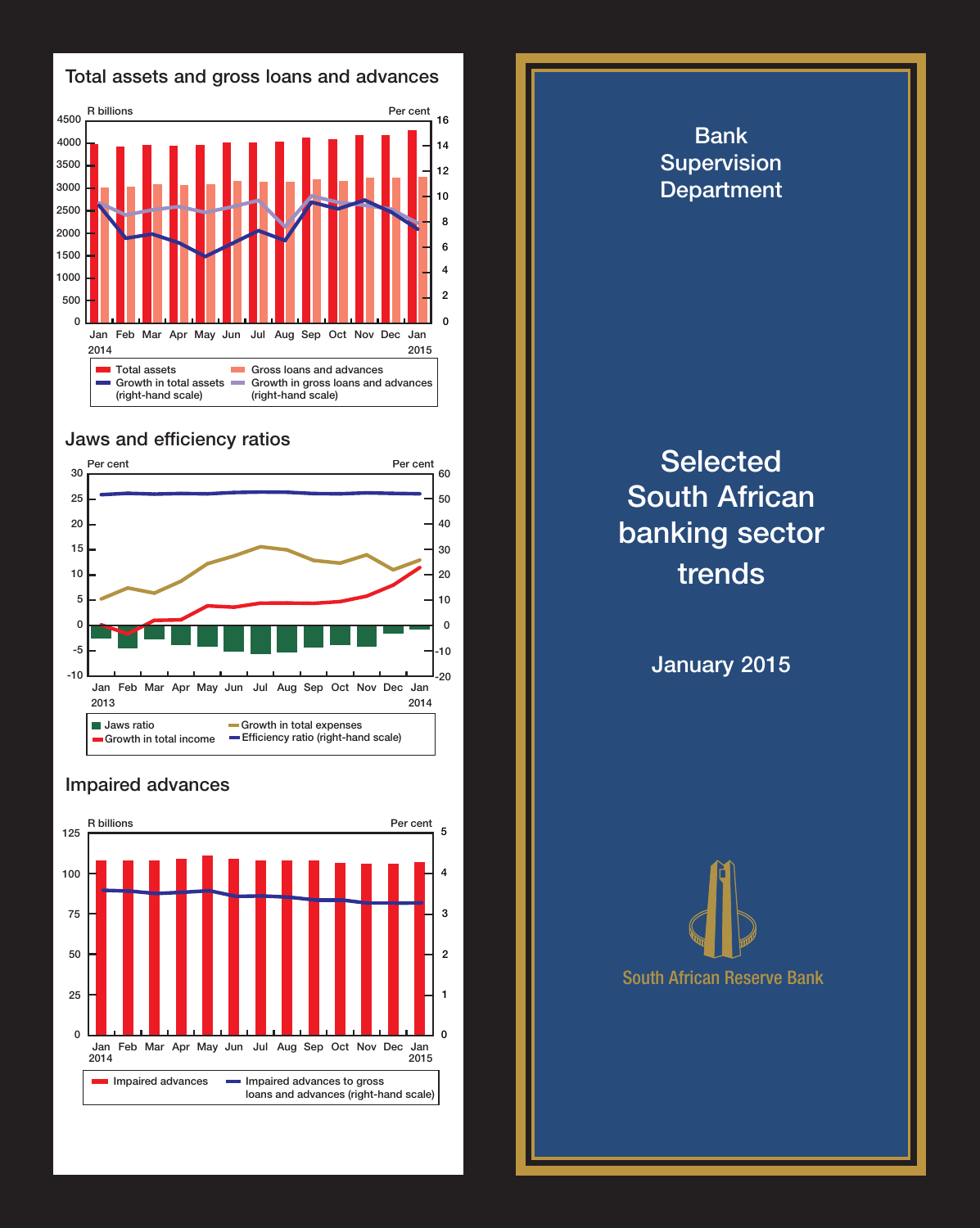## Total assets and gross loans and advances

R billions | Per cent

Jan 2014 – Jan 2015

- Total assets
- Gross loans and advances
- Growth in total assets (right-hand scale)
- Growth in gross loans and advances (right-hand scale)

## Jaws and efficiency ratios

Per cent | Per cent

Jan 2013 – Jan 2014

- Jaws ratio
- Growth in total income
- Growth in total expenses
- Efficiency ratio (right-hand scale)

## Impaired advances

R billions | Per cent

Jan 2014 – Jan 2015

- Impaired advances
- Impaired advances to gross loans and advances (right-hand scale)

# Bank Supervision Department

# Selected South African banking sector trends

## January 2015

South African Reserve Bank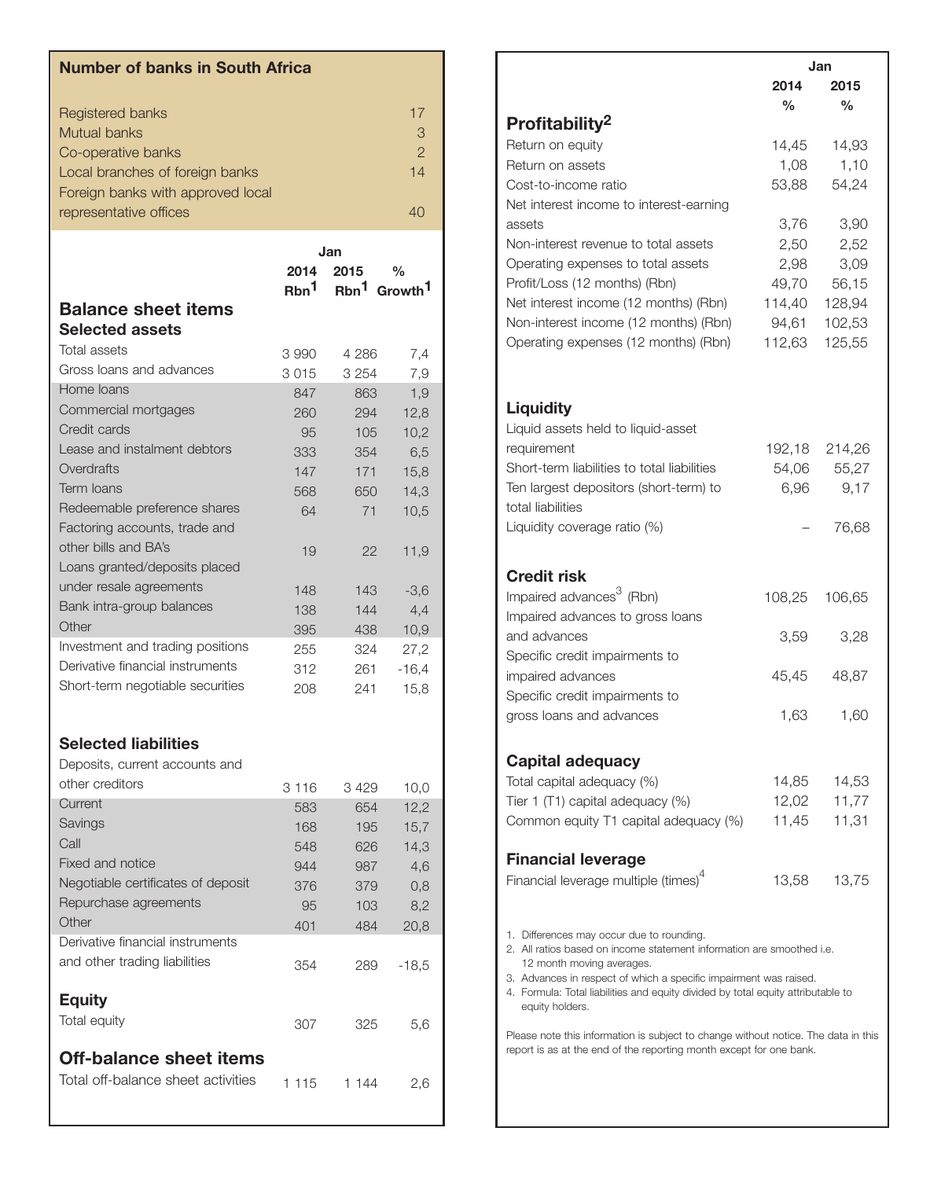## Number of banks in South Africa

| | |
|---|---|
| Registered banks | 17 |
| Mutual banks | 3 |
| Co-operative banks | 2 |
| Local branches of foreign banks | 14 |
| Foreign banks with approved local representative offices | 40 |

| | Jan 2014 Rbn[1] | Jan 2015 Rbn[1] | % Growth[1] |
|---|---|---|---|
| **Balance sheet items** | | | |
| **Selected assets** | | | |
| Total assets | 3 990 | 4 286 | 7,4 |
| Gross loans and advances | 3 015 | 3 254 | 7,9 |
| Home loans | 847 | 863 | 1,9 |
| Commercial mortgages | 260 | 294 | 12,8 |
| Credit cards | 95 | 105 | 10,2 |
| Lease and instalment debtors | 333 | 354 | 6,5 |
| Overdrafts | 147 | 171 | 15,8 |
| Term loans | 568 | 650 | 14,3 |
| Redeemable preference shares | 64 | 71 | 10,5 |
| Factoring accounts, trade and other bills and BA's | 19 | 22 | 11,9 |
| Loans granted/deposits placed under resale agreements | 148 | 143 | -3,6 |
| Bank intra-group balances | 138 | 144 | 4,4 |
| Other | 395 | 438 | 10,9 |
| Investment and trading positions | 255 | 324 | 27,2 |
| Derivative financial instruments | 312 | 261 | -16,4 |
| Short-term negotiable securities | 208 | 241 | 15,8 |
| **Selected liabilities** | | | |
| Deposits, current accounts and other creditors | 3 116 | 3 429 | 10,0 |
| Current | 583 | 654 | 12,2 |
| Savings | 168 | 195 | 15,7 |
| Call | 548 | 626 | 14,3 |
| Fixed and notice | 944 | 987 | 4,6 |
| Negotiable certificates of deposit | 376 | 379 | 0,8 |
| Repurchase agreements | 95 | 103 | 8,2 |
| Other | 401 | 484 | 20,8 |
| Derivative financial instruments and other trading liabilities | 354 | 289 | -18,5 |
| **Equity** | | | |
| Total equity | 307 | 325 | 5,6 |
| **Off-balance sheet items** | | | |
| Total off-balance sheet activities | 1 115 | 1 144 | 2,6 |

| | Jan 2014 % | Jan 2015 % |
|---|---|---|
| **Profitability[2]** | | |
| Return on equity | 14,45 | 14,93 |
| Return on assets | 1,08 | 1,10 |
| Cost-to-income ratio | 53,88 | 54,24 |
| Net interest income to interest-earning assets | 3,76 | 3,90 |
| Non-interest revenue to total assets | 2,50 | 2,52 |
| Operating expenses to total assets | 2,98 | 3,09 |
| Profit/Loss (12 months) (Rbn) | 49,70 | 56,15 |
| Net interest income (12 months) (Rbn) | 114,40 | 128,94 |
| Non-interest income (12 months) (Rbn) | 94,61 | 102,53 |
| Operating expenses (12 months) (Rbn) | 112,63 | 125,55 |
| **Liquidity** | | |
| Liquid assets held to liquid-asset requirement | 192,18 | 214,26 |
| Short-term liabilities to total liabilities | 54,06 | 55,27 |
| Ten largest depositors (short-term) to total liabilities | 6,96 | 9,17 |
| Liquidity coverage ratio (%) | – | 76,68 |
| **Credit risk** | | |
| Impaired advances[3] (Rbn) | 108,25 | 106,65 |
| Impaired advances to gross loans and advances | 3,59 | 3,28 |
| Specific credit impairments to impaired advances | 45,45 | 48,87 |
| Specific credit impairments to gross loans and advances | 1,63 | 1,60 |
| **Capital adequacy** | | |
| Total capital adequacy (%) | 14,85 | 14,53 |
| Tier 1 (T1) capital adequacy (%) | 12,02 | 11,77 |
| Common equity T1 capital adequacy (%) | 11,45 | 11,31 |
| **Financial leverage** | | |
| Financial leverage multiple (times)[4] | 13,58 | 13,75 |

1. Differences may occur due to rounding.
2. All ratios based on income statement information are smoothed i.e. 12 month moving averages.
3. Advances in respect of which a specific impairment was raised.
4. Formula: Total liabilities and equity divided by total equity attributable to equity holders.

Please note this information is subject to change without notice. The data in this report is as at the end of the reporting month except for one bank.